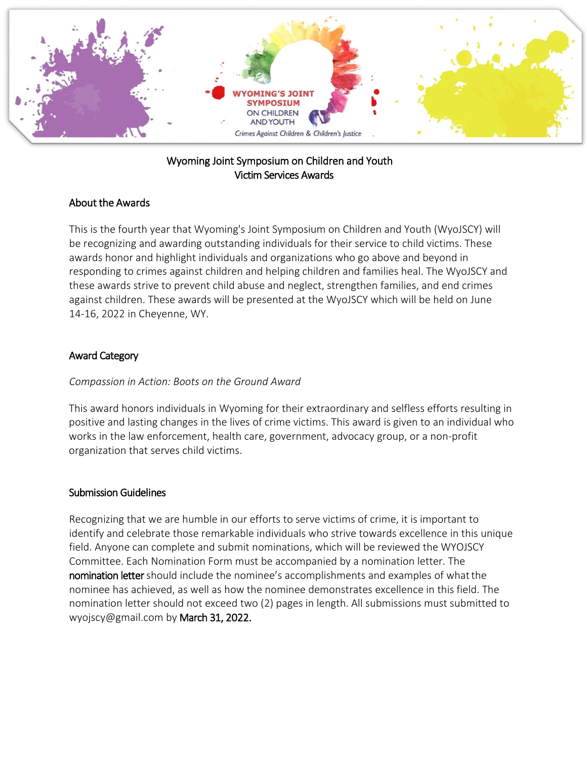# Wyoming Joint Symposium on Children and Youth
## Victim Services Awards

### About the Awards

This is the fourth year that Wyoming's Joint Symposium on Children and Youth (WyoJSCY) will be recognizing and awarding outstanding individuals for their service to child victims. These awards honor and highlight individuals and organizations who go above and beyond in responding to crimes against children and helping children and families heal. The WyoJSCY and these awards strive to prevent child abuse and neglect, strengthen families, and end crimes against children. These awards will be presented at the WyoJSCY which will be held on June 14-16, 2022 in Cheyenne, WY.

### Award Category

*Compassion in Action: Boots on the Ground Award*

This award honors individuals in Wyoming for their extraordinary and selfless efforts resulting in positive and lasting changes in the lives of crime victims. This award is given to an individual who works in the law enforcement, health care, government, advocacy group, or a non-profit organization that serves child victims.

### Submission Guidelines

Recognizing that we are humble in our efforts to serve victims of crime, it is important to identify and celebrate those remarkable individuals who strive towards excellence in this unique field. Anyone can complete and submit nominations, which will be reviewed the WYOJSCY Committee. Each Nomination Form must be accompanied by a nomination letter. The **nomination letter** should include the nominee's accomplishments and examples of what the nominee has achieved, as well as how the nominee demonstrates excellence in this field. The nomination letter should not exceed two (2) pages in length. All submissions must submitted to wyojscy@gmail.com by **March 31, 2022.**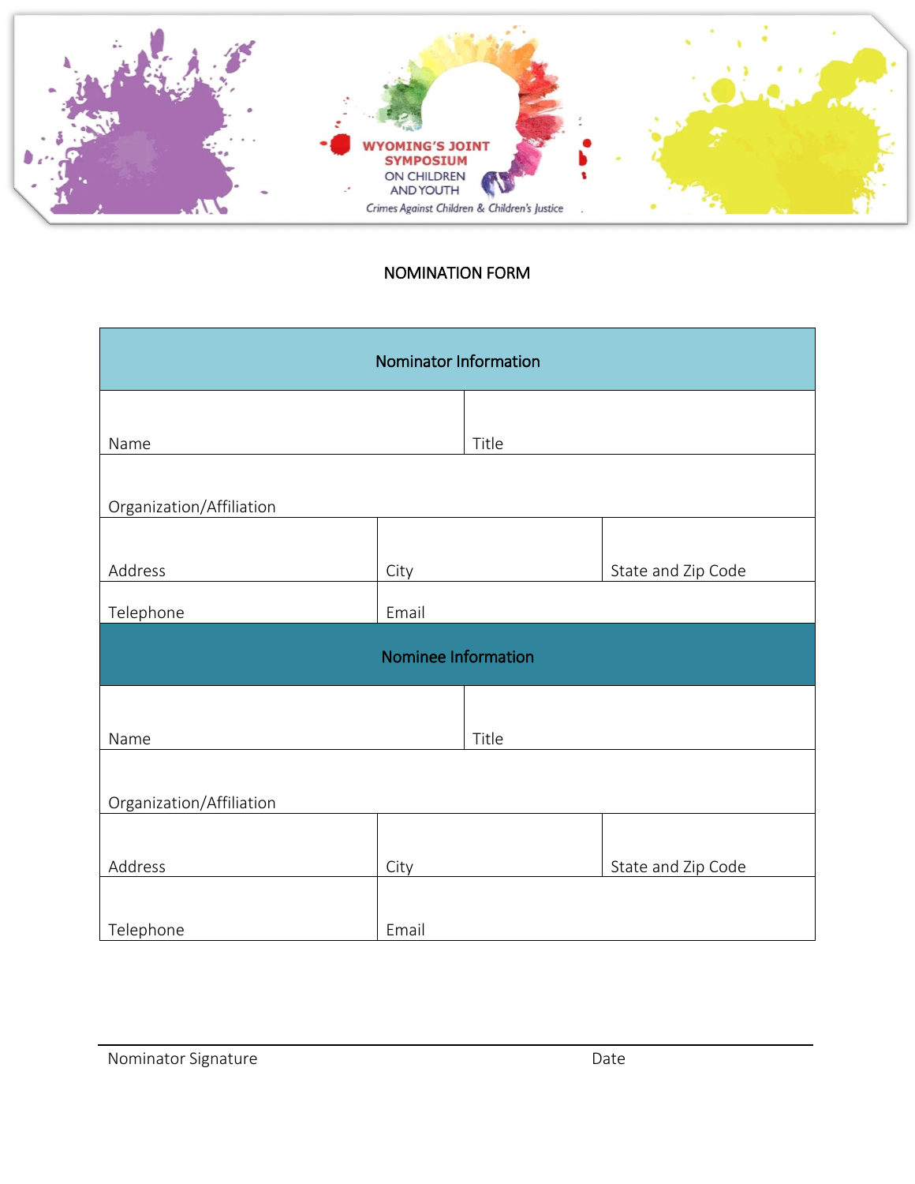WYOMING'S JOINT SYMPOSIUM ON CHILDREN AND YOUTH

*Crimes Against Children & Children's Justice*

NOMINATION FORM

| Nominator Information | | |
|---|---|---|
| Name | Title | |
| Organization/Affiliation | | |
| Address | City | State and Zip Code |
| Telephone | Email | |
| **Nominee Information** | | |
| Name | Title | |
| Organization/Affiliation | | |
| Address | City | State and Zip Code |
| Telephone | Email | |

Nominator Signature                                        Date